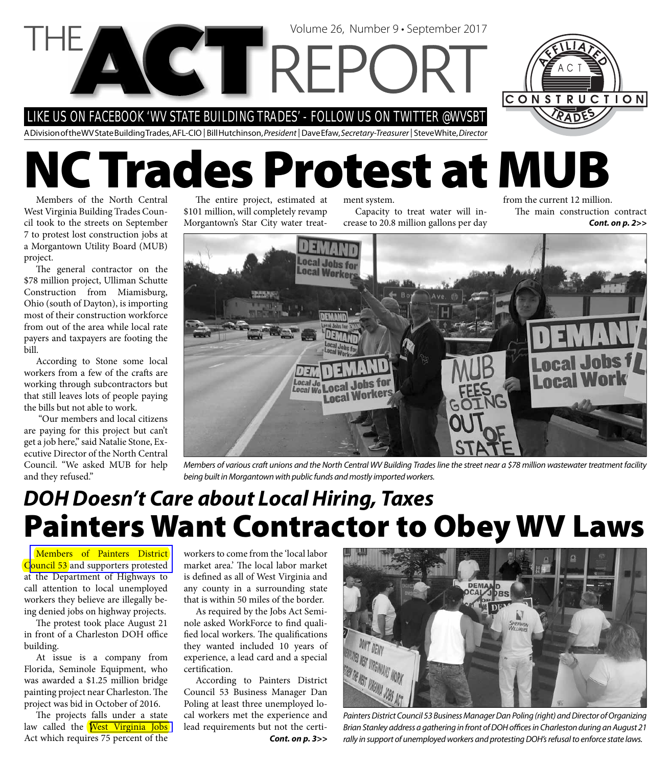# THE ACT REPORT

Volume 26, Number 9 • September 2017

LIKE US ON FACEBOOK 'WV STATE BUILDING TRADES' - FOLLOW US ON TWITTER @WVSBT

A Division of the WV State Building Trades, AFL-CIO | Bill Hutchinson, *President* | Dave Efaw, *Secretary-Treasurer* | Steve White, *Director*

AFFILIATED ACT CONSTRUCTION TRADES

# NC Trades Protest at MUB

Members of the North Central West Virginia Building Trades Council took to the streets on September 7 to protest lost construction jobs at a Morgantown Utility Board (MUB) project.

The general contractor on the $78 million project, Ulliman Schutte Construction from Miamisburg, Ohio (south of Dayton), is importing most of their construction workforce from out of the area while local rate payers and taxpayers are footing the bill.

According to Stone some local workers from a few of the crafts are working through subcontractors but that still leaves lots of people paying the bills but not able to work.

"Our members and local citizens are paying for this project but can't get a job here," said Natalie Stone, Executive Director of the North Central Council. "We asked MUB for help and they refused."

The entire project, estimated at $101 million, will completely revamp Morgantown's Star City water treatment system.

Capacity to treat water will increase to 20.8 million gallons per day from the current 12 million.

The main construction contract ***Cont. on p. 2>>***

*Members of various craft unions and the North Central WV Building Trades line the street near a $78 million wastewater treatment facility being built in Morgantown with public funds and mostly imported workers.*

## *DOH Doesn't Care about Local Hiring, Taxes*

# Painters Want Contractor to Obey WV Laws

Members of Painters District Council 53 and supporters protested at the Department of Highways to call attention to local unemployed workers they believe are illegally being denied jobs on highway projects.

The protest took place August 21 in front of a Charleston DOH office building.

At issue is a company from Florida, Seminole Equipment, who was awarded a $1.25 million bridge painting project near Charleston. The project was bid in October of 2016.

The projects falls under a state law called the West Virginia Jobs Act which requires 75 percent of the workers to come from the 'local labor market area.' The local labor market is defined as all of West Virginia and any county in a surrounding state that is within 50 miles of the border.

As required by the Jobs Act Seminole asked WorkForce to find qualified local workers. The qualifications they wanted included 10 years of experience, a lead card and a special certification.

According to Painters District Council 53 Business Manager Dan Poling at least three unemployed local workers met the experience and lead requirements but not the certi- ***Cont. on p. 3>>***

*Painters District Council 53 Business Manager Dan Poling (right) and Director of Organizing Brian Stanley address a gathering in front of DOH offices in Charleston during an August 21 rally in support of unemployed workers and protesting DOH's refusal to enforce state laws.*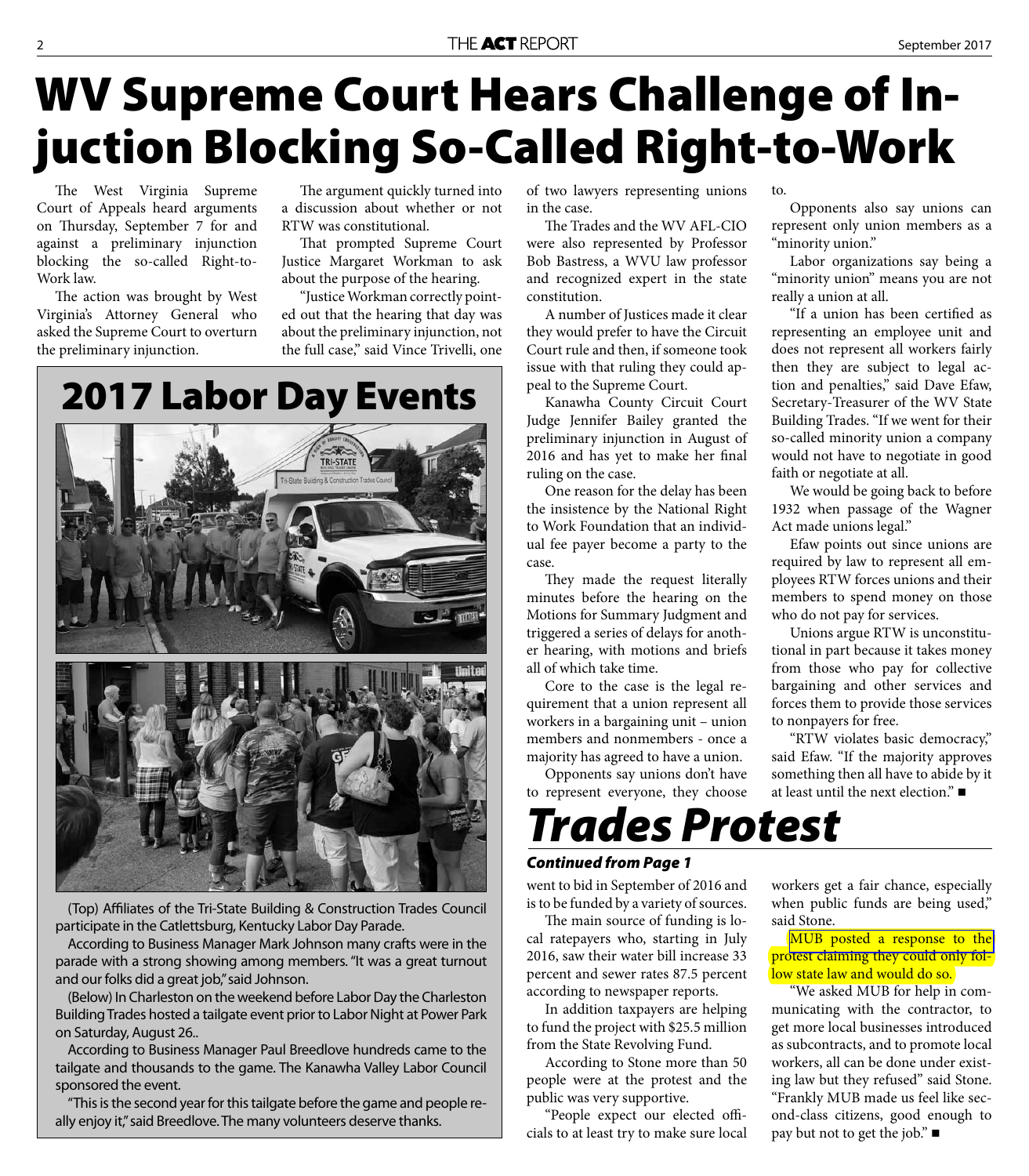# WV Supreme Court Hears Challenge of Injuction Blocking So-Called Right-to-Work

The West Virginia Supreme Court of Appeals heard arguments on Thursday, September 7 for and against a preliminary injunction blocking the so-called Right-to-Work law.

The action was brought by West Virginia's Attorney General who asked the Supreme Court to overturn the preliminary injunction.

The argument quickly turned into a discussion about whether or not RTW was constitutional.

That prompted Supreme Court Justice Margaret Workman to ask about the purpose of the hearing.

"Justice Workman correctly pointed out that the hearing that day was about the preliminary injunction, not the full case," said Vince Trivelli, one of two lawyers representing unions in the case.

The Trades and the WV AFL-CIO were also represented by Professor Bob Bastress, a WVU law professor and recognized expert in the state constitution.

A number of Justices made it clear they would prefer to have the Circuit Court rule and then, if someone took issue with that ruling they could appeal to the Supreme Court.

Kanawha County Circuit Court Judge Jennifer Bailey granted the preliminary injunction in August of 2016 and has yet to make her final ruling on the case.

One reason for the delay has been the insistence by the National Right to Work Foundation that an individual fee payer become a party to the case.

They made the request literally minutes before the hearing on the Motions for Summary Judgment and triggered a series of delays for another hearing, with motions and briefs all of which take time.

Core to the case is the legal requirement that a union represent all workers in a bargaining unit – union members and nonmembers - once a majority has agreed to have a union.

Opponents say unions don't have to represent everyone, they choose to.

Opponents also say unions can represent only union members as a "minority union."

Labor organizations say being a "minority union" means you are not really a union at all.

"If a union has been certified as representing an employee unit and does not represent all workers fairly then they are subject to legal action and penalties," said Dave Efaw, Secretary-Treasurer of the WV State Building Trades. "If we went for their so-called minority union a company would not have to negotiate in good faith or negotiate at all.

We would be going back to before 1932 when passage of the Wagner Act made unions legal."

Efaw points out since unions are required by law to represent all employees RTW forces unions and their members to spend money on those who do not pay for services.

Unions argue RTW is unconstitutional in part because it takes money from those who pay for collective bargaining and other services and forces them to provide those services to nonpayers for free.

"RTW violates basic democracy," said Efaw. "If the majority approves something then all have to abide by it at least until the next election." ■

## 2017 Labor Day Events

(Top) Affiliates of the Tri-State Building & Construction Trades Council participate in the Catlettsburg, Kentucky Labor Day Parade.

According to Business Manager Mark Johnson many crafts were in the parade with a strong showing among members. "It was a great turnout and our folks did a great job," said Johnson.

(Below) In Charleston on the weekend before Labor Day the Charleston Building Trades hosted a tailgate event prior to Labor Night at Power Park on Saturday, August 26..

According to Business Manager Paul Breedlove hundreds came to the tailgate and thousands to the game. The Kanawha Valley Labor Council sponsored the event.

"This is the second year for this tailgate before the game and people really enjoy it," said Breedlove. The many volunteers deserve thanks.

## *Trades Protest*

***Continued from Page 1***

went to bid in September of 2016 and is to be funded by a variety of sources.

The main source of funding is local ratepayers who, starting in July 2016, saw their water bill increase 33 percent and sewer rates 87.5 percent according to newspaper reports.

In addition taxpayers are helping to fund the project with $25.5 million from the State Revolving Fund.

According to Stone more than 50 people were at the protest and the public was very supportive.

"People expect our elected officials to at least try to make sure local workers get a fair chance, especially when public funds are being used," said Stone.

MUB posted a response to the protest claiming they could only follow state law and would do so.

"We asked MUB for help in communicating with the contractor, to get more local businesses introduced as subcontracts, and to promote local workers, all can be done under existing law but they refused" said Stone. "Frankly MUB made us feel like second-class citizens, good enough to pay but not to get the job." ■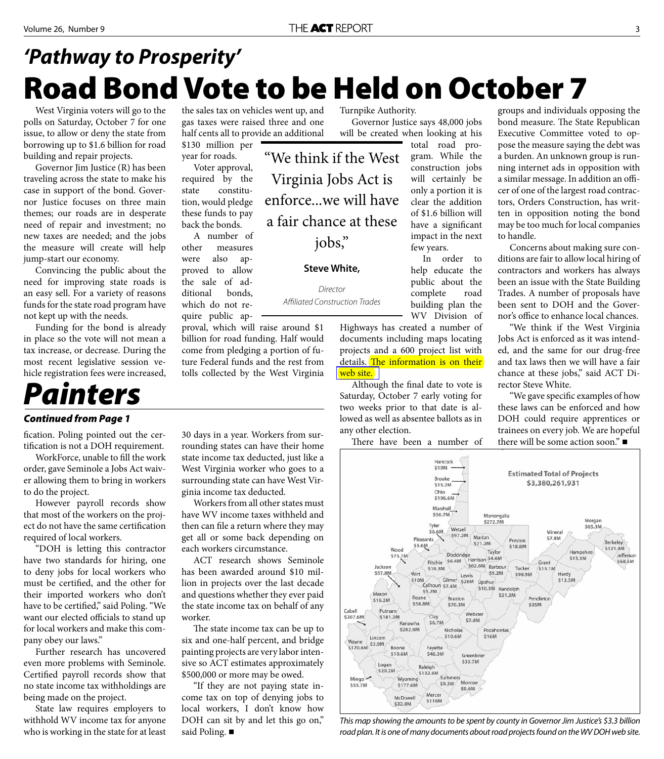## *'Pathway to Prosperity'*

# Road Bond Vote to be Held on October 7

West Virginia voters will go to the polls on Saturday, October 7 for one issue, to allow or deny the state from borrowing up to $1.6 billion for road building and repair projects.

Governor Jim Justice (R) has been traveling across the state to make his case in support of the bond. Governor Justice focuses on three main themes; our roads are in desperate need of repair and investment; no new taxes are needed; and the jobs the measure will create will help jump-start our economy.

Convincing the public about the need for improving state roads is an easy sell. For a variety of reasons funds for the state road program have not kept up with the needs.

Funding for the bond is already in place so the vote will not mean a tax increase, or decrease. During the most recent legislative session vehicle registration fees were increased, the sales tax on vehicles went up, and gas taxes were raised three and one half cents all to provide an additional $130 million per year for roads.

Voter approval, required by the state constitution, would pledge these funds to pay back the bonds.

A number of other measures were also approved to allow the sale of additional bonds, which do not require public approval, which will raise around $1 billion for road funding. Half would come from pledging a portion of future Federal funds and the rest from tolls collected by the West Virginia Turnpike Authority.

> "We think if the West Virginia Jobs Act is enforce...we will have a fair chance at these jobs,"
>
> **Steve White,**
> *Director*
> *Affiliated Construction Trades*

Governor Justice says 48,000 jobs will be created when looking at his total road program. While the construction jobs will certainly be only a portion it is clear the addition of $1.6 billion will have a significant impact in the next few years.

In order to help educate the public about the complete road building plan the WV Division of Highways has created a number of documents including maps locating projects and a 600 project list with details. The information is on their web site.

Although the final date to vote is Saturday, October 7 early voting for two weeks prior to that date is allowed as well as absentee ballots as in any other election.

There have been a number of groups and individuals opposing the bond measure. The State Republican Executive Committee voted to oppose the measure saying the debt was a burden. An unknown group is running internet ads in opposition with a similar message. In addition an officer of one of the largest road contractors, Orders Construction, has written in opposition noting the bond may be too much for local companies to handle.

Concerns about making sure conditions are fair to allow local hiring of contractors and workers has always been an issue with the State Building Trades. A number of proposals have been sent to DOH and the Governor's office to enhance local chances.

"We think if the West Virginia Jobs Act is enforced as it was intended, and the same for our drug-free and tax laws then we will have a fair chance at these jobs," said ACT Director Steve White.

"We gave specific examples of how these laws can be enforced and how DOH could require apprentices or trainees on every job. We are hopeful there will be some action soon." ■

**Estimated Total of Projects $3,380,261,931**

Hancock $19M, Brooke $15.2M, Ohio $196.6M, Marshall $56.7M, Monongalia $272.7M, Morgan $65.3M, Tyler $6.6M, Wetzel $97.2M, Marion $71.2M, Preston $18.8M, Mineral $7.8M, Berkeley $121.4M, Pleasants $5.6M, Wood $75.7M, Doddridge $6.4M, Harrison $62.6M, Taylor $4.6M, Hampshire $13.3M, Jefferson $68.5M, Ritchie $10.3M, Barbour $9.2M, Tucker $98.9M, Grant $15.1M, Hardy $13.5M, Jackson $57.8M, Wirt $10M, Gilmer $28M, Lewis, Upshur $10.3M, Calhoun $7.4M, $5.7M, Randolph $21.2M, Mason $16.2M, Roane $58.8M, Braxton $70.3M, Pendleton $35M, Cabell $307.6M, Putnam $181.3M, Clay $6.7M, Webster $7.8M, Kanawha $282.9M, Nicholas $10.6M, Pocahontas $16M, Wayne $170.6M, Lincoln $3.9M, Boone $10.6M, Fayette $46.3M, Greenbrier $35.7M, Logan $20.2M, Raleigh $132.4M, Mingo $55.7M, Wyoming $177.6M, Summers $9.3M, Monroe $9.6M, McDowell $32.8M, Mercer $116M

*This map showing the amounts to be spent by county in Governor Jim Justice's $3.3 billion road plan. It is one of many documents about road projects found on the WV DOH web site.*

# *Painters*

***Continued from Page 1***

fication. Poling pointed out the certification is not a DOH requirement.

WorkForce, unable to fill the work order, gave Seminole a Jobs Act waiver allowing them to bring in workers to do the project.

However payroll records show that most of the workers on the project do not have the same certification required of local workers.

"DOH is letting this contractor have two standards for hiring, one to deny jobs for local workers who must be certified, and the other for their imported workers who don't have to be certified," said Poling. "We want our elected officials to stand up for local workers and make this company obey our laws."

Further research has uncovered even more problems with Seminole. Certified payroll records show that no state income tax withholdings are being made on the project.

State law requires employers to withhold WV income tax for anyone who is working in the state for at least 30 days in a year. Workers from surrounding states can have their home state income tax deducted, just like a West Virginia worker who goes to a surrounding state can have West Virginia income tax deducted.

Workers from all other states must have WV income taxes withheld and then can file a return where they may get all or some back depending on each workers circumstance.

ACT research shows Seminole has been awarded around $10 million in projects over the last decade and questions whether they ever paid the state income tax on behalf of any worker.

The state income tax can be up to six and one-half percent, and bridge painting projects are very labor intensive so ACT estimates approximately $500,000 or more may be owed.

"If they are not paying state income tax on top of denying jobs to local workers, I don't know how DOH can sit by and let this go on," said Poling. ■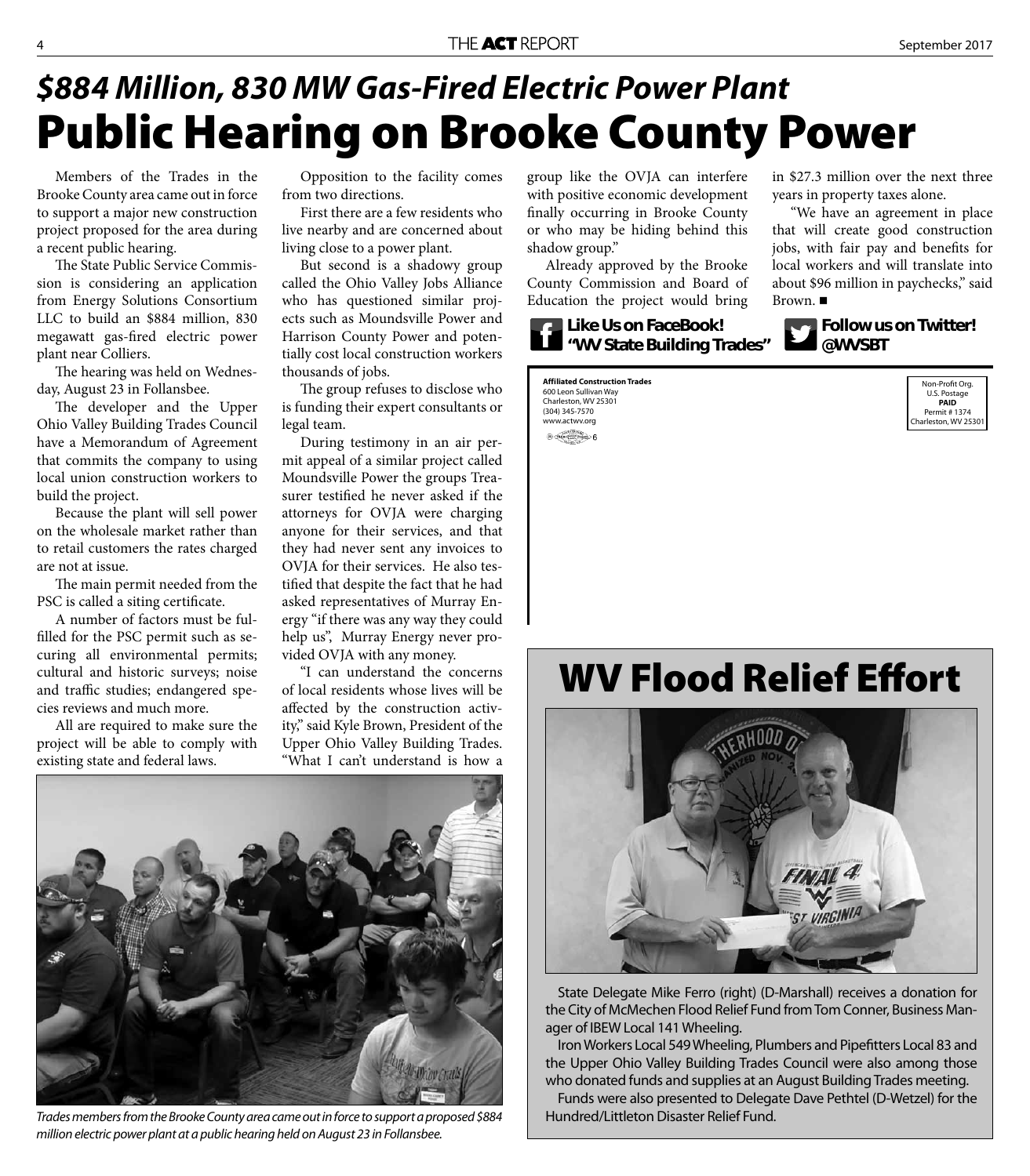## *$884 Million, 830 MW Gas-Fired Electric Power Plant*

# Public Hearing on Brooke County Power

Members of the Trades in the Brooke County area came out in force to support a major new construction project proposed for the area during a recent public hearing.

The State Public Service Commission is considering an application from Energy Solutions Consortium LLC to build an $884 million, 830 megawatt gas-fired electric power plant near Colliers.

The hearing was held on Wednesday, August 23 in Follansbee.

The developer and the Upper Ohio Valley Building Trades Council have a Memorandum of Agreement that commits the company to using local union construction workers to build the project.

Because the plant will sell power on the wholesale market rather than to retail customers the rates charged are not at issue.

The main permit needed from the PSC is called a siting certificate.

A number of factors must be fulfilled for the PSC permit such as securing all environmental permits; cultural and historic surveys; noise and traffic studies; endangered species reviews and much more.

All are required to make sure the project will be able to comply with existing state and federal laws.

Opposition to the facility comes from two directions.

First there are a few residents who live nearby and are concerned about living close to a power plant.

But second is a shadowy group called the Ohio Valley Jobs Alliance who has questioned similar projects such as Moundsville Power and Harrison County Power and potentially cost local construction workers thousands of jobs.

The group refuses to disclose who is funding their expert consultants or legal team.

During testimony in an air permit appeal of a similar project called Moundsville Power the groups Treasurer testified he never asked if the attorneys for OVJA were charging anyone for their services, and that they had never sent any invoices to OVJA for their services. He also testified that despite the fact that he had asked representatives of Murray Energy "if there was any way they could help us", Murray Energy never provided OVJA with any money.

"I can understand the concerns of local residents whose lives will be affected by the construction activity," said Kyle Brown, President of the Upper Ohio Valley Building Trades. "What I can't understand is how a group like the OVJA can interfere with positive economic development finally occurring in Brooke County or who may be hiding behind this shadow group."

Already approved by the Brooke County Commission and Board of Education the project would bring in $27.3 million over the next three years in property taxes alone.

"We have an agreement in place that will create good construction jobs, with fair pay and benefits for local workers and will translate into about $96 million in paychecks," said Brown. ■

*Trades members from the Brooke County area came out in force to support a proposed $884 million electric power plant at a public hearing held on August 23 in Follansbee.*

**Like Us on FaceBook! "WV State Building Trades"**

**Follow us on Twitter! @WVSBT**

**Affiliated Construction Trades**
600 Leon Sullivan Way
Charleston, WV 25301
(304) 345-7570
www.actwv.org

Non-Profit Org.
U.S. Postage
**PAID**
Permit # 1374
Charleston, WV 25301

# WV Flood Relief Effort

State Delegate Mike Ferro (right) (D-Marshall) receives a donation for the City of McMechen Flood Relief Fund from Tom Conner, Business Manager of IBEW Local 141 Wheeling.

Iron Workers Local 549 Wheeling, Plumbers and Pipefitters Local 83 and the Upper Ohio Valley Building Trades Council were also among those who donated funds and supplies at an August Building Trades meeting.

Funds were also presented to Delegate Dave Pethtel (D-Wetzel) for the Hundred/Littleton Disaster Relief Fund.